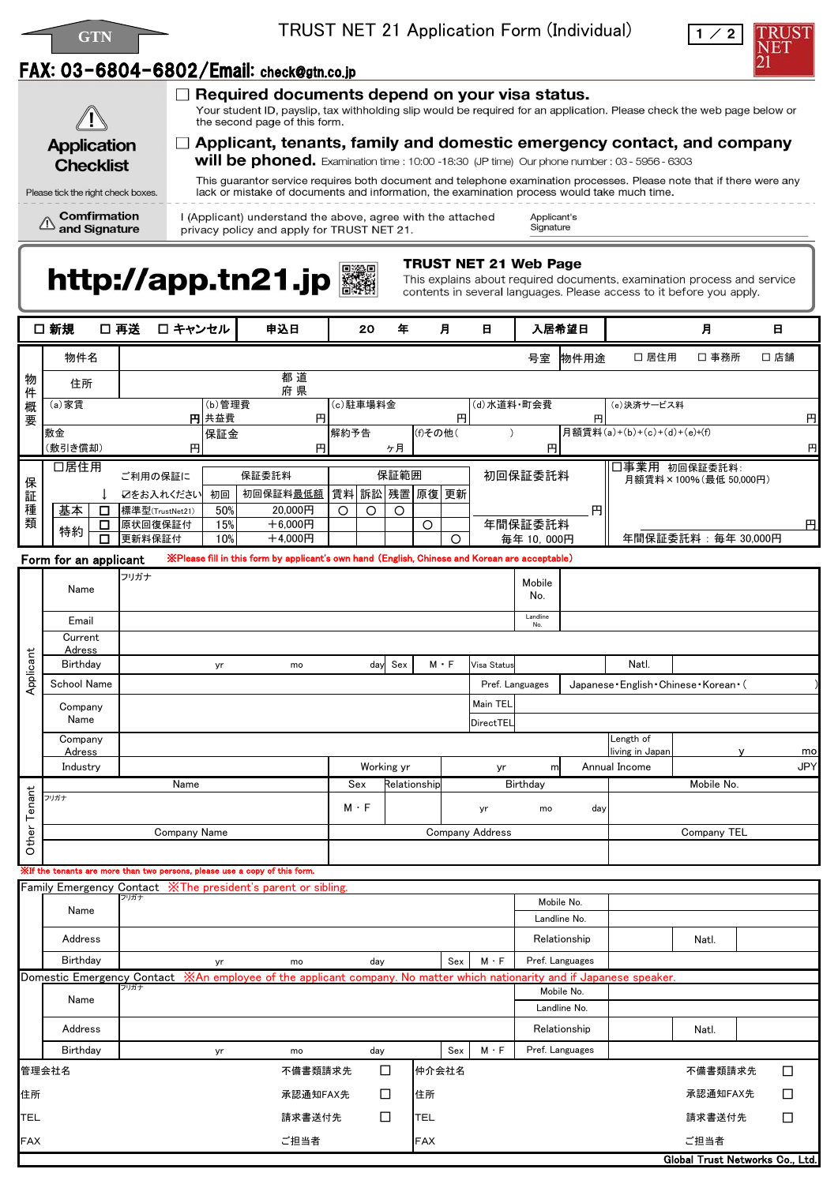GTN

# TRUST NET 21 Application Form (Individual)

TRUST NET 21

**FAX: 03-6804-6802/Email: check@gtn.co.jp**

| Application Checklist | |
|---|---|
| Please tick the right check boxes. | ☐ **Required documents depend on your visa status.** Your student ID, payslip, tax withholding slip would be required for an application. Please check the web page below or the second page of this form. |
| | ☐ **Applicant, tenants, family and domestic emergency contact, and company will be phoned.** Examination time : 10:00 -18:30 (JP time) Our phone number : 03 - 5956 - 6303 This guarantor service requires both document and telephone examination processes. Please note that if there were any lack or mistake of documents and information, the examination process would take much time. |
| Comfirmation and Signature | I (Applicant) understand the above, agree with the attached privacy policy and apply for TRUST NET 21. Applicant's Signature |

**http://app.tn21.jp**

**TRUST NET 21 Web Page**
This explains about required documents, examination process and service contents in several languages. Please access to it before you apply.

| ☐ 新規 ☐ 再送 ☐ キャンセル | 申込日 | 20 年 月 日 | 入居希望日 | 月 日 |
|---|---|---|---|---|

**物件概要**

| 物件名 | | 号室 | 物件用途 | ☐ 居住用 ☐ 事務所 ☐ 店舗 |
|---|---|---|---|---|
| 住所 | 都道府県 | | | |
| (a) 家賃 円 | (b) 管理費 共益費 円 | (c) 駐車場料金 円 | (d) 水道料・町会費 円 | (e) 決済サービス料 円 |
| 敷金（敷引き償却） 円 | 保証金 円 | 解約予告 ヶ月 | (f) その他（ ） 円 | 月額賃料 (a)+(b)+(c)+(d)+(e)+(f) 円 |

**保証種類**

☐ 居住用 ご利用の保証に ☑をお入れください

| | | | 保証委託料 | | 保証範囲 | | | | | 初回保証委託料 |
|---|---|---|---|---|---|---|---|---|---|---|
| | | | 初回 | 初回保証料最低額 | 賃料 | 訴訟 | 残置 | 原復 | 更新 | |
| 基本 | ☐ | 標準型(TrustNet21) | 50% | 20,000円 | ○ | ○ | ○ | | | 円 |
| 特約 | ☐ | 原状回復保証付 | 15% | ＋6,000円 | | | | ○ | | 年間保証委託料 |
| | ☐ | 更新料保証付 | 10% | ＋4,000円 | | | | | ○ | 毎年 10,000円 |

☐ 事業用 初回保証委託料：月額賃料×100%（最低 50,000円） 円
年間保証委託料：毎年 30,000円

## Form for an applicant

※Please fill in this form by applicant's own hand (English, Chinese and Korean are acceptable)

**Applicant**

| Name | フリガナ | Mobile No. | | | |
|---|---|---|---|---|---|
| Email | | Landline No. | | | |
| Current Adress | | | | | |
| Birthday | yr mo day | Sex M・F | Visa Status | Natl. | |
| School Name | | Pref. Languages | Japanese・English・Chinese・Korean・( ) | | |
| Company Name | | Main TEL | | | |
| | | DirectTEL | | | |
| Company Adress | | Length of living in Japan | y mo | | |
| Industry | | Working yr | yr m | Annual Income | JPY |

**Other Tenant**

| Name | Sex | Relationship | Birthday | Mobile No. |
|---|---|---|---|---|
| フリガナ | M・F | | yr mo day | |
| Company Name | Company Address | | | Company TEL |
| | | | | |

※If the tenants are more than two persons, please use a copy of this form.

**Family Emergency Contact** ※The president's parent or sibling.

| Name | フリガナ | Mobile No. | | | |
|---|---|---|---|---|---|
| | | Landline No. | | | |
| Address | | Relationship | | Natl. | |
| Birthday | yr mo day | Sex M・F | Pref. Languages | | |

**Domestic Emergency Contact** ※An employee of the applicant company. No matter which nationarity and if Japanese speaker.

| Name | フリガナ | Mobile No. | | | |
|---|---|---|---|---|---|
| | | Landline No. | | | |
| Address | | Relationship | | Natl. | |
| Birthday | yr mo day | Sex M・F | Pref. Languages | | |

| 管理会社名 | 不備書類請求先 ☐ | 仲介会社名 | 不備書類請求先 ☐ |
|---|---|---|---|
| 住所 | 承認通知FAX先 ☐ | 住所 | 承認通知FAX先 ☐ |
| TEL | 請求書送付先 ☐ | TEL | 請求書送付先 ☐ |
| FAX | ご担当者 | FAX | ご担当者 |

Global Trust Networks Co., Ltd.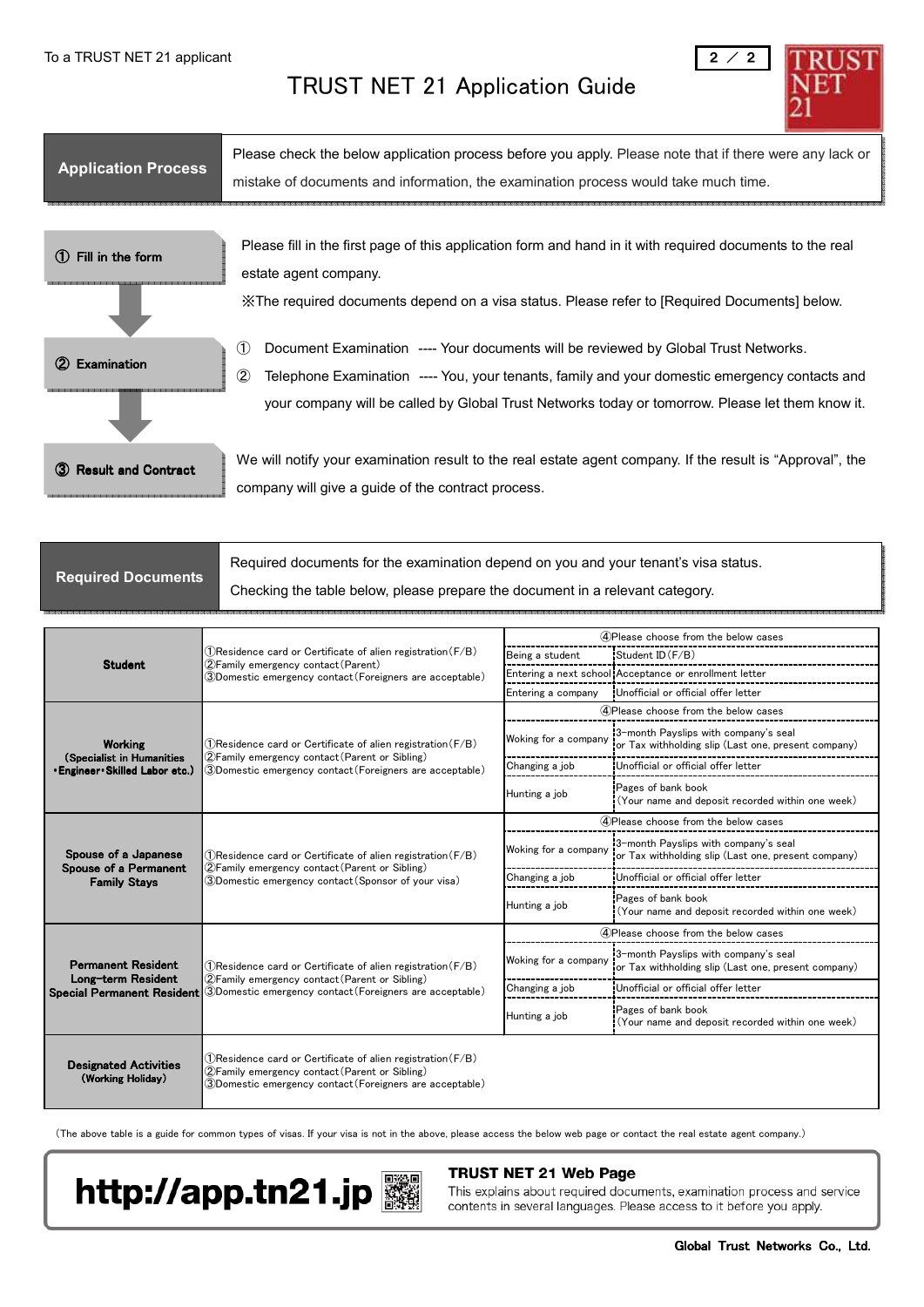To a TRUST NET 21 applicant

# TRUST NET 21 Application Guide

## Application Process

Please check the below application process before you apply. Please note that if there were any lack or mistake of documents and information, the examination process would take much time.

**① Fill in the form**

Please fill in the first page of this application form and hand in it with required documents to the real estate agent company.

※The required documents depend on a visa status. Please refer to [Required Documents] below.

**② Examination**

① Document Examination ---- Your documents will be reviewed by Global Trust Networks.

② Telephone Examination ---- You, your tenants, family and your domestic emergency contacts and your company will be called by Global Trust Networks today or tomorrow. Please let them know it.

**③ Result and Contract**

We will notify your examination result to the real estate agent company. If the result is "Approval", the company will give a guide of the contract process.

## Required Documents

Required documents for the examination depend on you and your tenant's visa status.
Checking the table below, please prepare the document in a relevant category.

| Visa status | Documents | ④Please choose from the below cases | |
|---|---|---|---|
| **Student** | ①Residence card or Certificate of alien registration(F/B)<br>②Family emergency contact(Parent)<br>③Domestic emergency contact(Foreigners are acceptable) | Being a student | Student ID(F/B) |
| | | Entering a next school | Acceptance or enrollment letter |
| | | Entering a company | Unofficial or official offer letter |
| **Working (Specialist in Humanities ･Engineer･Skilled Labor etc.)** | ①Residence card or Certificate of alien registration(F/B)<br>②Family emergency contact(Parent or Sibling)<br>③Domestic emergency contact(Foreigners are acceptable) | Woking for a company | 3-month Payslips with company's seal or Tax withholding slip (Last one, present company) |
| | | Changing a job | Unofficial or official offer letter |
| | | Hunting a job | Pages of bank book (Your name and deposit recorded within one week) |
| **Spouse of a Japanese Spouse of a Permanent Family Stays** | ①Residence card or Certificate of alien registration(F/B)<br>②Family emergency contact(Parent or Sibling)<br>③Domestic emergency contact(Sponsor of your visa) | Woking for a company | 3-month Payslips with company's seal or Tax withholding slip (Last one, present company) |
| | | Changing a job | Unofficial or official offer letter |
| | | Hunting a job | Pages of bank book (Your name and deposit recorded within one week) |
| **Permanent Resident Long-term Resident Special Permanent Resident** | ①Residence card or Certificate of alien registration(F/B)<br>②Family emergency contact(Parent or Sibling)<br>③Domestic emergency contact(Foreigners are acceptable) | Woking for a company | 3-month Payslips with company's seal or Tax withholding slip (Last one, present company) |
| | | Changing a job | Unofficial or official offer letter |
| | | Hunting a job | Pages of bank book (Your name and deposit recorded within one week) |
| **Designated Activities (Working Holiday)** | ①Residence card or Certificate of alien registration(F/B)<br>②Family emergency contact(Parent or Sibling)<br>③Domestic emergency contact(Foreigners are acceptable) | | |

(The above table is a guide for common types of visas. If your visa is not in the above, please access the below web page or contact the real estate agent company.)

**http://app.tn21.jp**

**TRUST NET 21 Web Page**
This explains about required documents, examination process and service contents in several languages. Please access to it before you apply.

**Global Trust Networks Co., Ltd.**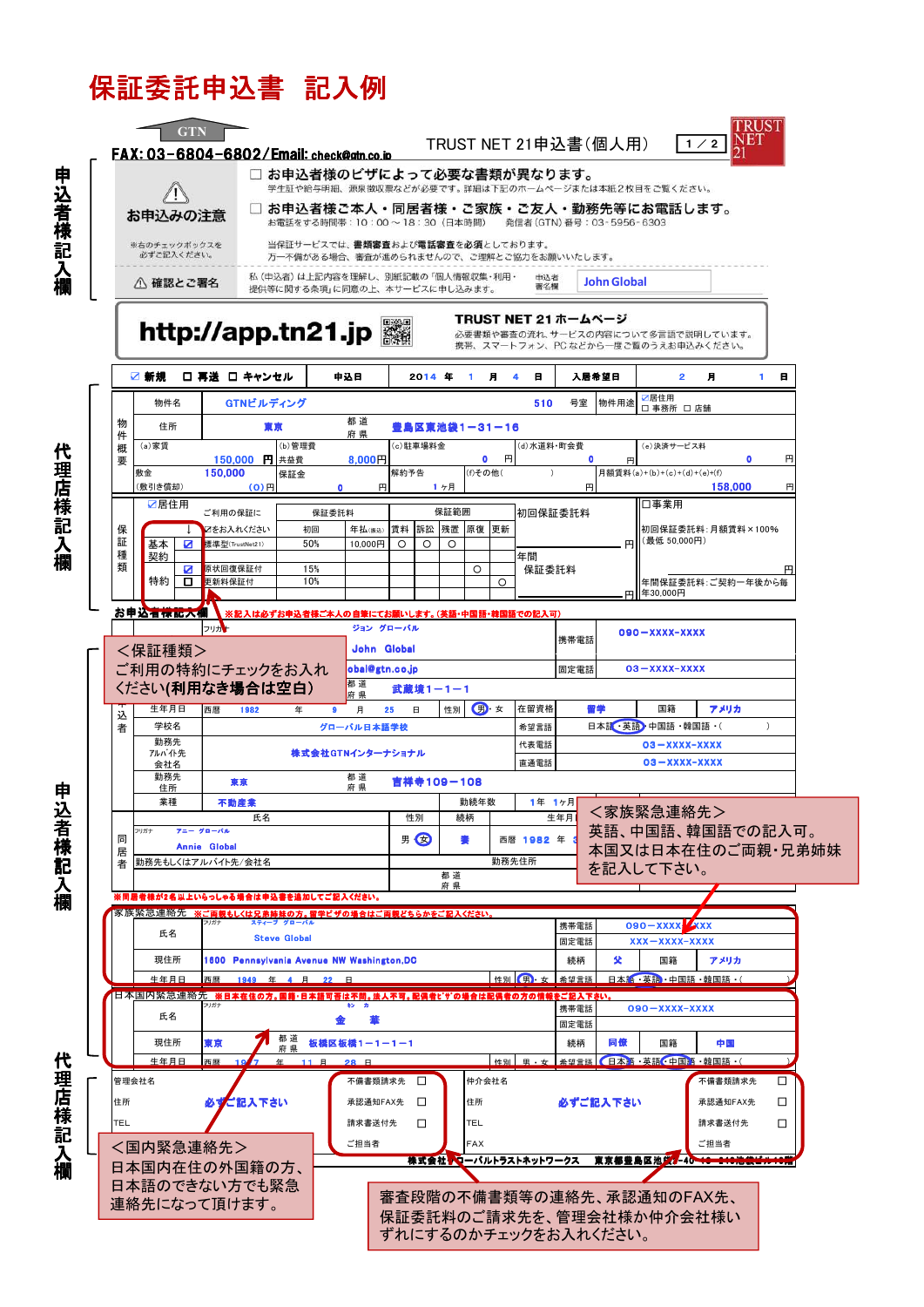# 保証委託申込書 記入例

GTN

**FAX: 03-6804-6802/Email: check@gtn.co.jp**

TRUST NET 21申込書（個人用） 1／2

TRUST NET 21

## 申込者様記入欄

**お申込みの注意**

※右のチェックボックスを必ずご記入ください。

□ お申込者様のビザによって必要な書類が異なります。
学生証や給与明細、源泉徴収票などが必要です。詳細は下記のホームページまたは本紙2枚目をご覧ください。

□ お申込者様ご本人・同居者様・ご家族・ご友人・勤務先等にお電話します。
お電話をする時間帯：10：00～18：30（日本時間）　発信者（GTN）番号：03-5956-6303

当保証サービスでは、**書類審査および電話審査を必須**としております。
万一不備がある場合、審査が進められませんので、ご理解とご協力をお願いいたします。

**確認とご署名**

私（申込者）は上記内容を理解し、別紙記載の「個人情報収集・利用・提供等に関する条項」に同意の上、本サービスに申し込みます。

申込者署名欄：John Global

**http://app.tn21.jp**

**TRUST NET 21 ホームページ**
必要書類や審査の流れ、サービスの内容について多言語で説明しています。
携帯、スマートフォン、PC などから一度ご覧のうえお申込みください。

## 代理店様記入欄

| ☑ 新規　□ 再送　□ キャンセル | 申込日 | 2014 年 1 月 4 日 | 入居希望日 | 2 月 1 日 |
|---|---|---|---|---|

| | | | | | |
|---|---|---|---|---|---|
| 物件概要 | 物件名 | GTNビルディング | 510 号室 | 物件用途 | ☑居住用 □事務所 □店舗 |
| | 住所 | 東京 都道府県 | 豊島区東池袋1－31－16 | | |
| | (a)家賃 150,000 円 | (b)管理費 共益費 8,000円 | (c)駐車場料金 0 円 | (d)水道料・町会費 0 円 | (e)決済サービス料 0 円 |
| | 敷金 150,000 (敷引き償却) (0)円 | 保証金 0 円 | 解約予告 1 ヶ月 | (f)その他（　） 円 | 月額賃料(a)+(b)+(c)+(d)+(e)+(f) 158,000 円 |

| 保証種類 | ☑居住用 | ご利用の保証に↓☑をお入れください | 保証委託料 初回 | 保証委託料 年払(税込) | 賃料 | 訴訟 | 残置 | 原復 | 更新 | 初回保証委託料 |
|---|---|---|---|---|---|---|---|---|---|---|
| 基本契約 | ☑ | 標準型(TrustNet21) | 50% | 10,000円 | ○ | ○ | ○ | | | 円 |
| 特約 | ☑ | 原状回復保証付 | 15% | | | | | ○ | | 年間保証委託料 |
| | □ | 更新料保証付 | 10% | | | | | | ○ | 円 |

□事業用
初回保証委託料：月額賃料×100%（最低 50,000円）
年間保証委託料：ご契約一年後から毎年30,000円

<保証種類>
ご利用の特約にチェックをお入れください(利用なき場合は空白)

## お申込者様記入欄

※記入は必ずお申込者様ご本人の自筆にてお願いします。(英語・中国語・韓国語での記入可)

| | | | | |
|---|---|---|---|---|
| 申込者 | フリガナ | ジョン グローバル | 携帯電話 | 090－XXXX－XXXX |
| | 氏名 | John Global | | |
| | E-mail | global@gtn.co.jp | 固定電話 | 03－XXXX－XXXX |
| | 現住所 | 都道府県　武蔵境1－1－1 | | |
| | 生年月日 | 西暦 1982 年 9 月 25 日　性別 男・女 | 在留資格 留学 | 国籍 アメリカ |
| | 学校名 | グローバル日本語学校 | 希望言語 | 日本語・英語・中国語・韓国語・（　） |
| | 勤務先 アルバイト先 会社名 | 株式会社GTNインターナショナル | 代表電話 | 03－XXXX－XXXX |
| | | | 直通電話 | 03－XXXX－XXXX |
| | 勤務先住所 | 東京 都道府県 吉祥寺109－108 | | |
| | 業種 | 不動産業 | 勤続年数 | 1年 1ヶ月 |
| 同居者 | 氏名 | アニー グローバル Annie Global | 性別 男・女 | 続柄 妻 | 生年月日 西暦 1982 年 |
| | 勤務先もしくはアルバイト先／会社名 | | 勤務先住所 | 都道府県 |

※同居者様が2名以上いらっしゃる場合は申込書を追加してご記入ください。

<家族緊急連絡先>
英語、中国語、韓国語での記入可。
本国又は日本在住のご両親・兄弟姉妹を記入して下さい。

**家族緊急連絡先** ※ご両親もしくは兄弟姉妹の方。留学ビザの場合はご両親どちらかをご記入ください。

| | | | |
|---|---|---|---|
| 氏名 | スティーブ グローバル Steve Global | 携帯電話 | 090－XXXX－XXXX |
| | | 固定電話 | XXX－XXXX－XXXX |
| 現住所 | 1600 Pennsylvania Avenue NW Washington,DC | 続柄 父 | 国籍 アメリカ |
| 生年月日 | 西暦 1949 年 4 月 22 日　性別 男・女 | 希望言語 | 日本語・英語・中国語・韓国語・（　） |

**日本国内緊急連絡先** ※日本在住の方。国籍・日本語可否は不問。法人不可。配偶者ビザの場合は配偶者の方の情報をご記入下さい。

| | | | |
|---|---|---|---|
| 氏名 | キン カ 金 華 | 携帯電話 | 090－XXXX－XXXX |
| | | 固定電話 | |
| 現住所 | 東京 都道府県 板橋区板橋1－1－1－1 | 続柄 同僚 | 国籍 中国 |
| 生年月日 | 西暦 1977 年 11 月 28 日　性別 男・女 | 希望言語 | 日本語・英語・中国語・韓国語・（　） |

<国内緊急連絡先>
日本国内在住の外国籍の方、日本語のできない方でも緊急連絡先になって頂けます。

## 代理店様記入欄

| 管理会社名 | | 不備書類請求先 □ | 仲介会社名 | | 不備書類請求先 □ |
|---|---|---|---|---|---|
| 住所 | 必ずご記入下さい | 承認通知FAX先 □ | 住所 | 必ずご記入下さい | 承認通知FAX先 □ |
| TEL | | 請求書送付先 □ | TEL | | 請求書送付先 □ |
| | | ご担当者 | FAX | | ご担当者 |

株式会社グローバルトラストネットワークス　東京都豊島区東池袋1-40-10-5階

審査段階の不備書類等の連絡先、承認通知のFAX先、保証委託料のご請求先を、管理会社様か仲介会社様いずれにするのかチェックをお入れください。